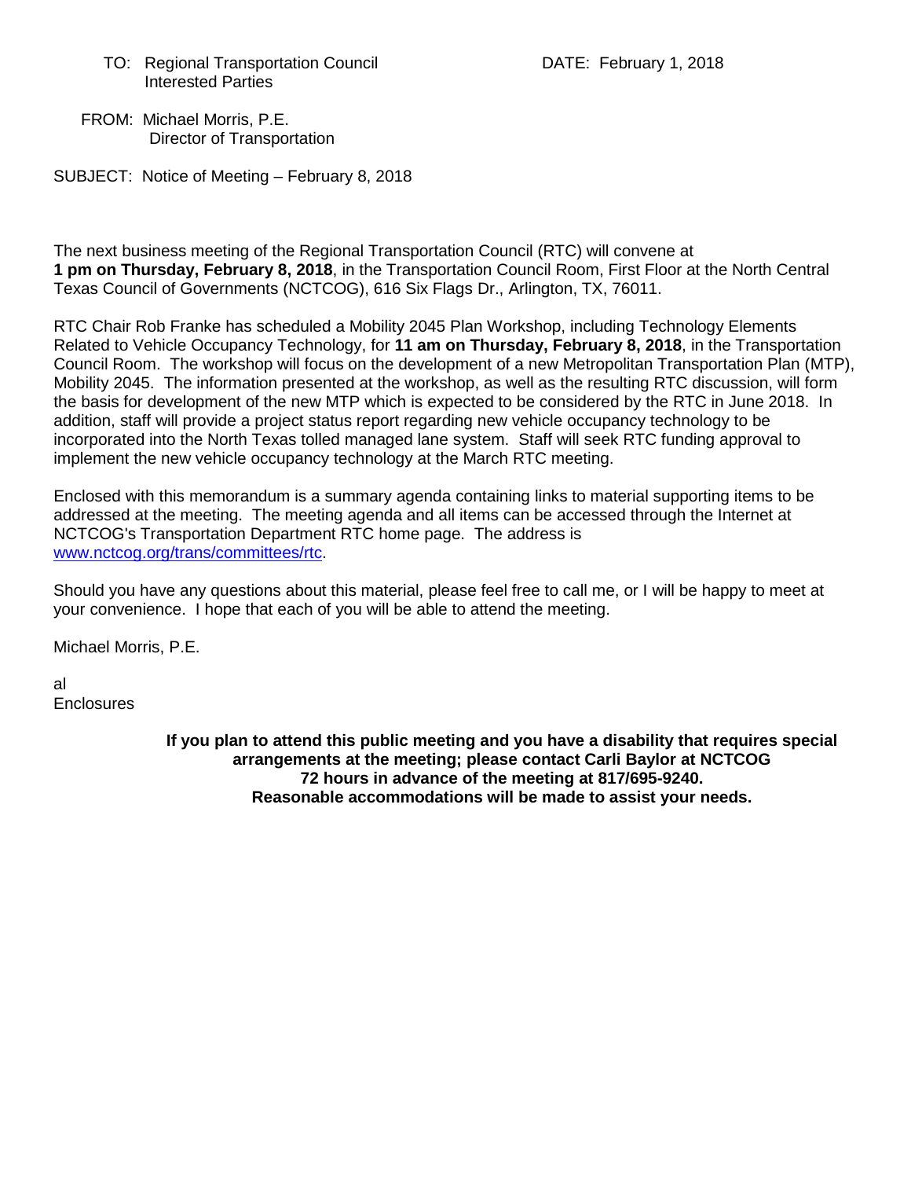TO: Regional Transportation Council
Interested Parties

DATE: February 1, 2018

FROM: Michael Morris, P.E.
Director of Transportation

SUBJECT: Notice of Meeting – February 8, 2018

The next business meeting of the Regional Transportation Council (RTC) will convene at **1 pm on Thursday, February 8, 2018**, in the Transportation Council Room, First Floor at the North Central Texas Council of Governments (NCTCOG), 616 Six Flags Dr., Arlington, TX, 76011.

RTC Chair Rob Franke has scheduled a Mobility 2045 Plan Workshop, including Technology Elements Related to Vehicle Occupancy Technology, for **11 am on Thursday, February 8, 2018**, in the Transportation Council Room. The workshop will focus on the development of a new Metropolitan Transportation Plan (MTP), Mobility 2045. The information presented at the workshop, as well as the resulting RTC discussion, will form the basis for development of the new MTP which is expected to be considered by the RTC in June 2018. In addition, staff will provide a project status report regarding new vehicle occupancy technology to be incorporated into the North Texas tolled managed lane system. Staff will seek RTC funding approval to implement the new vehicle occupancy technology at the March RTC meeting.

Enclosed with this memorandum is a summary agenda containing links to material supporting items to be addressed at the meeting. The meeting agenda and all items can be accessed through the Internet at NCTCOG's Transportation Department RTC home page. The address is www.nctcog.org/trans/committees/rtc.

Should you have any questions about this material, please feel free to call me, or I will be happy to meet at your convenience. I hope that each of you will be able to attend the meeting.

Michael Morris, P.E.

al
Enclosures

**If you plan to attend this public meeting and you have a disability that requires special arrangements at the meeting; please contact Carli Baylor at NCTCOG 72 hours in advance of the meeting at 817/695-9240. Reasonable accommodations will be made to assist your needs.**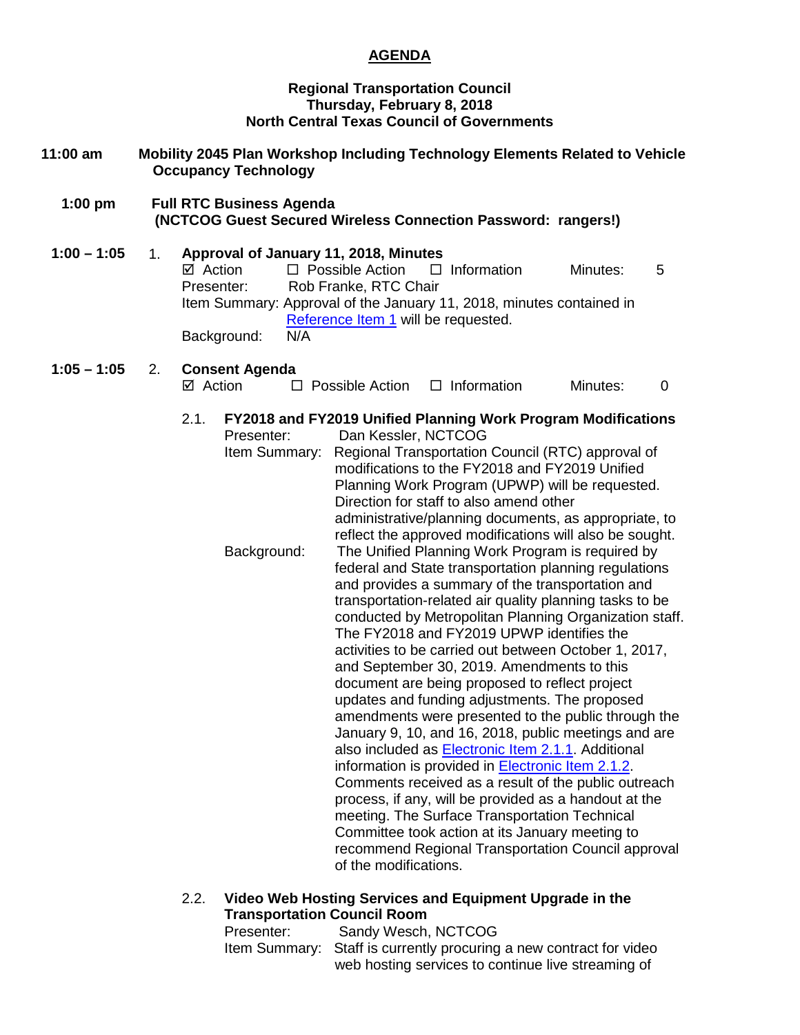# AGENDA

**Regional Transportation Council**
**Thursday, February 8, 2018**
**North Central Texas Council of Governments**

**11:00 am** **Mobility 2045 Plan Workshop Including Technology Elements Related to Vehicle Occupancy Technology**

**1:00 pm** **Full RTC Business Agenda**
**(NCTCOG Guest Secured Wireless Connection Password: rangers!)**

**1:00 – 1:05** 1. **Approval of January 11, 2018, Minutes**

☑ Action ☐ Possible Action ☐ Information Minutes: 5

Presenter: Rob Franke, RTC Chair

Item Summary: Approval of the January 11, 2018, minutes contained in Reference Item 1 will be requested.

Background: N/A

**1:05 – 1:05** 2. **Consent Agenda**

☑ Action ☐ Possible Action ☐ Information Minutes: 0

2.1. **FY2018 and FY2019 Unified Planning Work Program Modifications**

Presenter: Dan Kessler, NCTCOG

Item Summary: Regional Transportation Council (RTC) approval of modifications to the FY2018 and FY2019 Unified Planning Work Program (UPWP) will be requested. Direction for staff to also amend other administrative/planning documents, as appropriate, to reflect the approved modifications will also be sought.

Background: The Unified Planning Work Program is required by federal and State transportation planning regulations and provides a summary of the transportation and transportation-related air quality planning tasks to be conducted by Metropolitan Planning Organization staff. The FY2018 and FY2019 UPWP identifies the activities to be carried out between October 1, 2017, and September 30, 2019. Amendments to this document are being proposed to reflect project updates and funding adjustments. The proposed amendments were presented to the public through the January 9, 10, and 16, 2018, public meetings and are also included as Electronic Item 2.1.1. Additional information is provided in Electronic Item 2.1.2. Comments received as a result of the public outreach process, if any, will be provided as a handout at the meeting. The Surface Transportation Technical Committee took action at its January meeting to recommend Regional Transportation Council approval of the modifications.

2.2. **Video Web Hosting Services and Equipment Upgrade in the Transportation Council Room**

Presenter: Sandy Wesch, NCTCOG

Item Summary: Staff is currently procuring a new contract for video web hosting services to continue live streaming of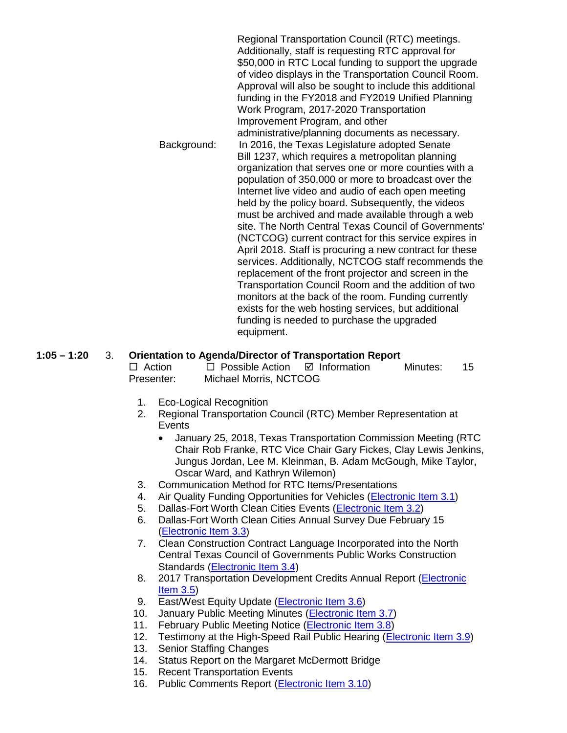Regional Transportation Council (RTC) meetings. Additionally, staff is requesting RTC approval for $50,000 in RTC Local funding to support the upgrade of video displays in the Transportation Council Room. Approval will also be sought to include this additional funding in the FY2018 and FY2019 Unified Planning Work Program, 2017-2020 Transportation Improvement Program, and other administrative/planning documents as necessary.

Background: In 2016, the Texas Legislature adopted Senate Bill 1237, which requires a metropolitan planning organization that serves one or more counties with a population of 350,000 or more to broadcast over the Internet live video and audio of each open meeting held by the policy board. Subsequently, the videos must be archived and made available through a web site. The North Central Texas Council of Governments' (NCTCOG) current contract for this service expires in April 2018. Staff is procuring a new contract for these services. Additionally, NCTCOG staff recommends the replacement of the front projector and screen in the Transportation Council Room and the addition of two monitors at the back of the room. Funding currently exists for the web hosting services, but additional funding is needed to purchase the upgraded equipment.

**1:05 – 1:20** 3. **Orientation to Agenda/Director of Transportation Report**

☐ Action ☐ Possible Action ☑ Information Minutes: 15

Presenter: Michael Morris, NCTCOG

1. Eco-Logical Recognition
2. Regional Transportation Council (RTC) Member Representation at Events
   - January 25, 2018, Texas Transportation Commission Meeting (RTC Chair Rob Franke, RTC Vice Chair Gary Fickes, Clay Lewis Jenkins, Jungus Jordan, Lee M. Kleinman, B. Adam McGough, Mike Taylor, Oscar Ward, and Kathryn Wilemon)
3. Communication Method for RTC Items/Presentations
4. Air Quality Funding Opportunities for Vehicles (Electronic Item 3.1)
5. Dallas-Fort Worth Clean Cities Events (Electronic Item 3.2)
6. Dallas-Fort Worth Clean Cities Annual Survey Due February 15 (Electronic Item 3.3)
7. Clean Construction Contract Language Incorporated into the North Central Texas Council of Governments Public Works Construction Standards (Electronic Item 3.4)
8. 2017 Transportation Development Credits Annual Report (Electronic Item 3.5)
9. East/West Equity Update (Electronic Item 3.6)
10. January Public Meeting Minutes (Electronic Item 3.7)
11. February Public Meeting Notice (Electronic Item 3.8)
12. Testimony at the High-Speed Rail Public Hearing (Electronic Item 3.9)
13. Senior Staffing Changes
14. Status Report on the Margaret McDermott Bridge
15. Recent Transportation Events
16. Public Comments Report (Electronic Item 3.10)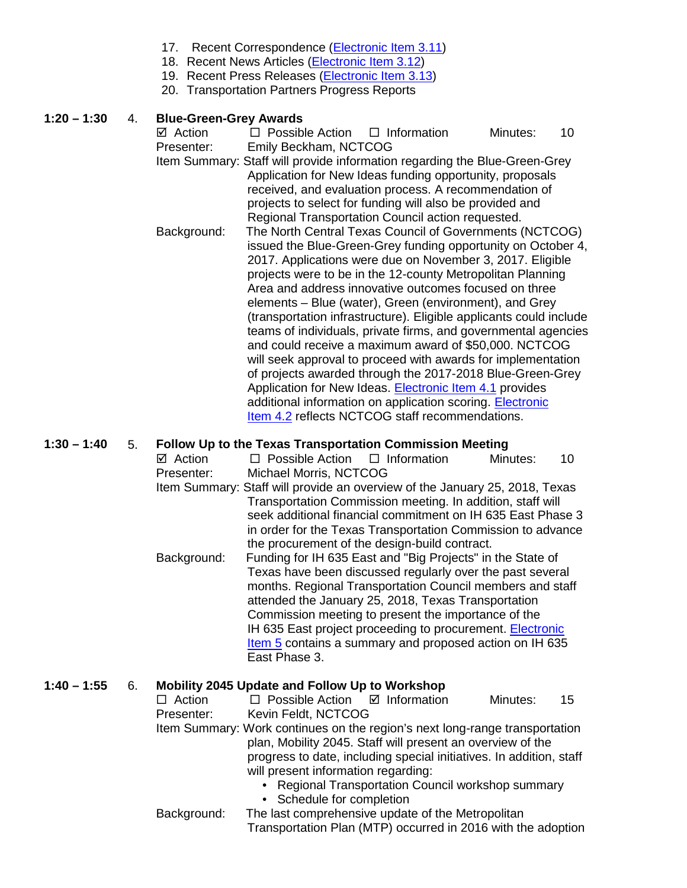17. Recent Correspondence (Electronic Item 3.11)
18. Recent News Articles (Electronic Item 3.12)
19. Recent Press Releases (Electronic Item 3.13)
20. Transportation Partners Progress Reports

**1:20 – 1:30** 4. **Blue-Green-Grey Awards**

☑ Action ☐ Possible Action ☐ Information Minutes: 10

Presenter: Emily Beckham, NCTCOG

Item Summary: Staff will provide information regarding the Blue-Green-Grey Application for New Ideas funding opportunity, proposals received, and evaluation process. A recommendation of projects to select for funding will also be provided and Regional Transportation Council action requested.

Background: The North Central Texas Council of Governments (NCTCOG) issued the Blue-Green-Grey funding opportunity on October 4, 2017. Applications were due on November 3, 2017. Eligible projects were to be in the 12-county Metropolitan Planning Area and address innovative outcomes focused on three elements – Blue (water), Green (environment), and Grey (transportation infrastructure). Eligible applicants could include teams of individuals, private firms, and governmental agencies and could receive a maximum award of $50,000. NCTCOG will seek approval to proceed with awards for implementation of projects awarded through the 2017-2018 Blue-Green-Grey Application for New Ideas. Electronic Item 4.1 provides additional information on application scoring. Electronic Item 4.2 reflects NCTCOG staff recommendations.

**1:30 – 1:40** 5. **Follow Up to the Texas Transportation Commission Meeting**

☑ Action ☐ Possible Action ☐ Information Minutes: 10

Presenter: Michael Morris, NCTCOG

Item Summary: Staff will provide an overview of the January 25, 2018, Texas Transportation Commission meeting. In addition, staff will seek additional financial commitment on IH 635 East Phase 3 in order for the Texas Transportation Commission to advance the procurement of the design-build contract.

Background: Funding for IH 635 East and "Big Projects" in the State of Texas have been discussed regularly over the past several months. Regional Transportation Council members and staff attended the January 25, 2018, Texas Transportation Commission meeting to present the importance of the IH 635 East project proceeding to procurement. Electronic Item 5 contains a summary and proposed action on IH 635 East Phase 3.

**1:40 – 1:55** 6. **Mobility 2045 Update and Follow Up to Workshop**

☐ Action ☐ Possible Action ☑ Information Minutes: 15

Presenter: Kevin Feldt, NCTCOG

Item Summary: Work continues on the region's next long-range transportation plan, Mobility 2045. Staff will present an overview of the progress to date, including special initiatives. In addition, staff will present information regarding:

- Regional Transportation Council workshop summary
- Schedule for completion

Background: The last comprehensive update of the Metropolitan Transportation Plan (MTP) occurred in 2016 with the adoption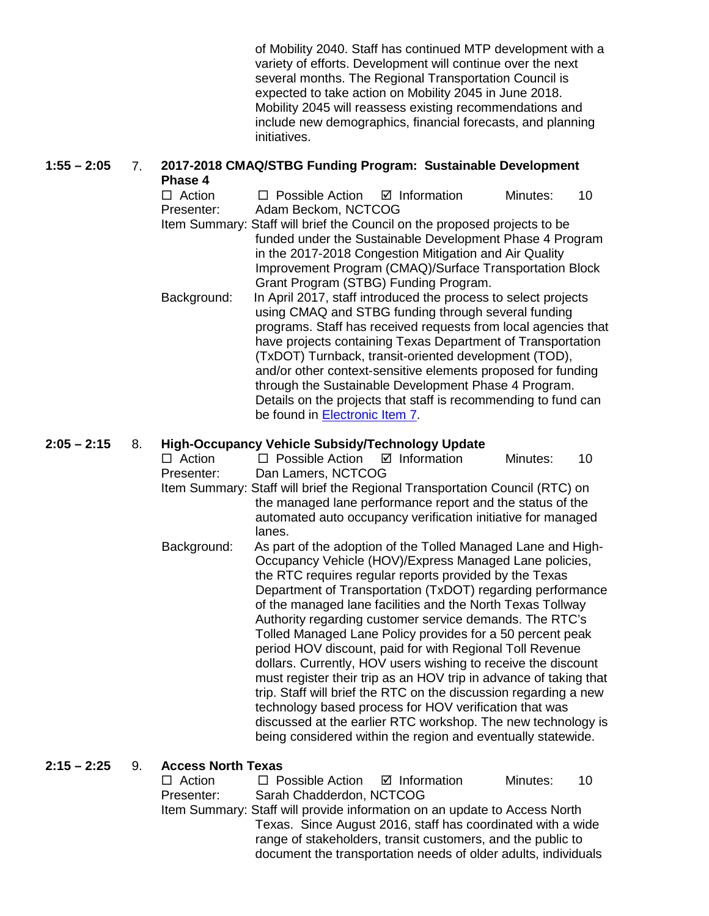of Mobility 2040. Staff has continued MTP development with a variety of efforts. Development will continue over the next several months. The Regional Transportation Council is expected to take action on Mobility 2045 in June 2018. Mobility 2045 will reassess existing recommendations and include new demographics, financial forecasts, and planning initiatives.

**1:55 – 2:05** 7. **2017-2018 CMAQ/STBG Funding Program: Sustainable Development Phase 4**

☐ Action ☐ Possible Action ☑ Information Minutes: 10

Presenter: Adam Beckom, NCTCOG

Item Summary: Staff will brief the Council on the proposed projects to be funded under the Sustainable Development Phase 4 Program in the 2017-2018 Congestion Mitigation and Air Quality Improvement Program (CMAQ)/Surface Transportation Block Grant Program (STBG) Funding Program.

Background: In April 2017, staff introduced the process to select projects using CMAQ and STBG funding through several funding programs. Staff has received requests from local agencies that have projects containing Texas Department of Transportation (TxDOT) Turnback, transit-oriented development (TOD), and/or other context-sensitive elements proposed for funding through the Sustainable Development Phase 4 Program. Details on the projects that staff is recommending to fund can be found in Electronic Item 7.

**2:05 – 2:15** 8. **High-Occupancy Vehicle Subsidy/Technology Update**

☐ Action ☐ Possible Action ☑ Information Minutes: 10

Presenter: Dan Lamers, NCTCOG

Item Summary: Staff will brief the Regional Transportation Council (RTC) on the managed lane performance report and the status of the automated auto occupancy verification initiative for managed lanes.

Background: As part of the adoption of the Tolled Managed Lane and High-Occupancy Vehicle (HOV)/Express Managed Lane policies, the RTC requires regular reports provided by the Texas Department of Transportation (TxDOT) regarding performance of the managed lane facilities and the North Texas Tollway Authority regarding customer service demands. The RTC's Tolled Managed Lane Policy provides for a 50 percent peak period HOV discount, paid for with Regional Toll Revenue dollars. Currently, HOV users wishing to receive the discount must register their trip as an HOV trip in advance of taking that trip. Staff will brief the RTC on the discussion regarding a new technology based process for HOV verification that was discussed at the earlier RTC workshop. The new technology is being considered within the region and eventually statewide.

**2:15 – 2:25** 9. **Access North Texas**

☐ Action ☐ Possible Action ☑ Information Minutes: 10

Presenter: Sarah Chadderdon, NCTCOG

Item Summary: Staff will provide information on an update to Access North Texas. Since August 2016, staff has coordinated with a wide range of stakeholders, transit customers, and the public to document the transportation needs of older adults, individuals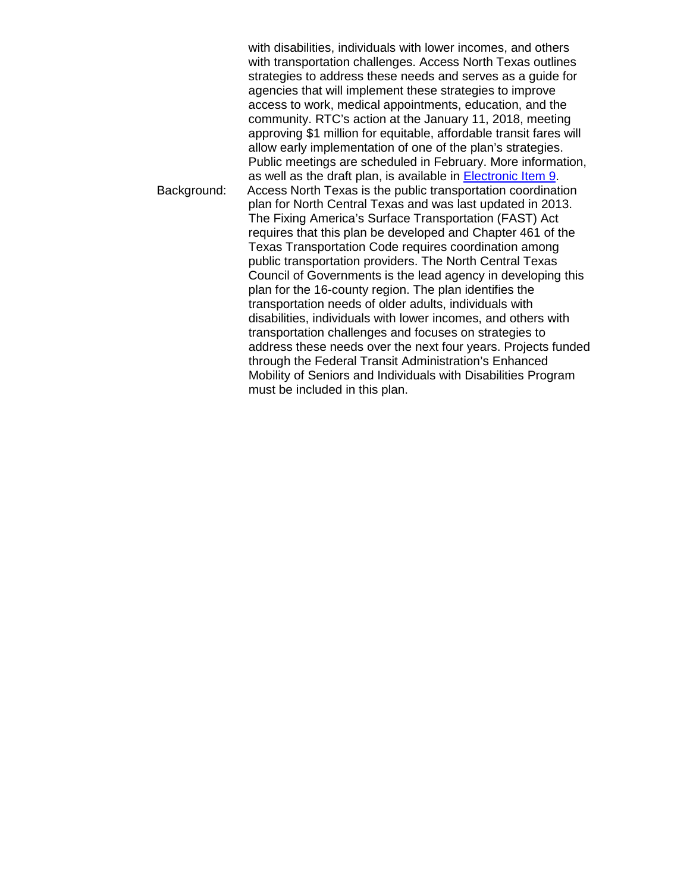with disabilities, individuals with lower incomes, and others with transportation challenges. Access North Texas outlines strategies to address these needs and serves as a guide for agencies that will implement these strategies to improve access to work, medical appointments, education, and the community. RTC's action at the January 11, 2018, meeting approving $1 million for equitable, affordable transit fares will allow early implementation of one of the plan's strategies. Public meetings are scheduled in February. More information, as well as the draft plan, is available in Electronic Item 9.

Background: Access North Texas is the public transportation coordination plan for North Central Texas and was last updated in 2013. The Fixing America's Surface Transportation (FAST) Act requires that this plan be developed and Chapter 461 of the Texas Transportation Code requires coordination among public transportation providers. The North Central Texas Council of Governments is the lead agency in developing this plan for the 16-county region. The plan identifies the transportation needs of older adults, individuals with disabilities, individuals with lower incomes, and others with transportation challenges and focuses on strategies to address these needs over the next four years. Projects funded through the Federal Transit Administration's Enhanced Mobility of Seniors and Individuals with Disabilities Program must be included in this plan.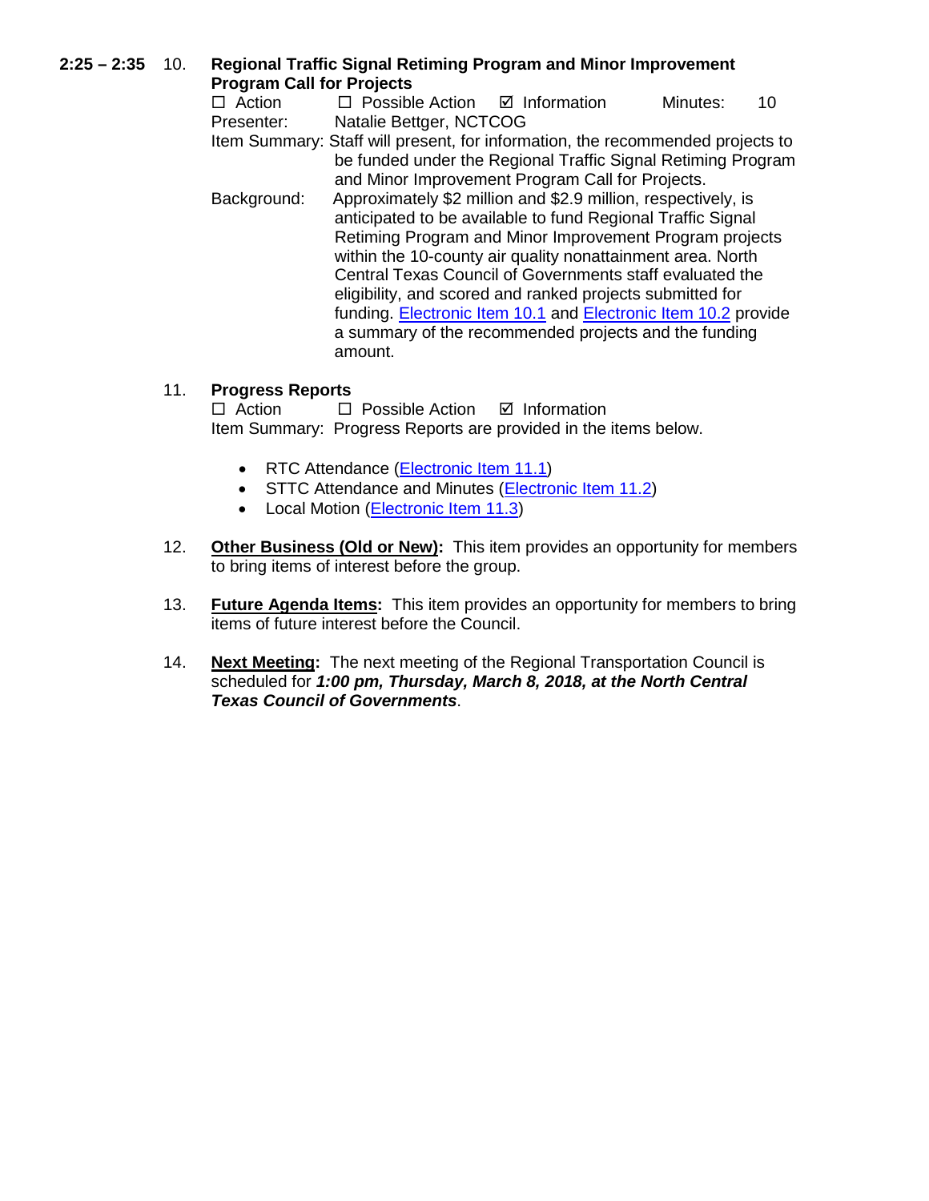**2:25 – 2:35** 10. **Regional Traffic Signal Retiming Program and Minor Improvement Program Call for Projects**

☐ Action ☐ Possible Action ☑ Information Minutes: 10

Presenter: Natalie Bettger, NCTCOG

Item Summary: Staff will present, for information, the recommended projects to be funded under the Regional Traffic Signal Retiming Program and Minor Improvement Program Call for Projects.

Background: Approximately $2 million and $2.9 million, respectively, is anticipated to be available to fund Regional Traffic Signal Retiming Program and Minor Improvement Program projects within the 10-county air quality nonattainment area. North Central Texas Council of Governments staff evaluated the eligibility, and scored and ranked projects submitted for funding. Electronic Item 10.1 and Electronic Item 10.2 provide a summary of the recommended projects and the funding amount.

11. **Progress Reports**

☐ Action ☐ Possible Action ☑ Information

Item Summary: Progress Reports are provided in the items below.

- RTC Attendance (Electronic Item 11.1)
- STTC Attendance and Minutes (Electronic Item 11.2)
- Local Motion (Electronic Item 11.3)

12. **Other Business (Old or New):** This item provides an opportunity for members to bring items of interest before the group.

13. **Future Agenda Items:** This item provides an opportunity for members to bring items of future interest before the Council.

14. **Next Meeting:** The next meeting of the Regional Transportation Council is scheduled for ***1:00 pm, Thursday, March 8, 2018, at the North Central Texas Council of Governments***.